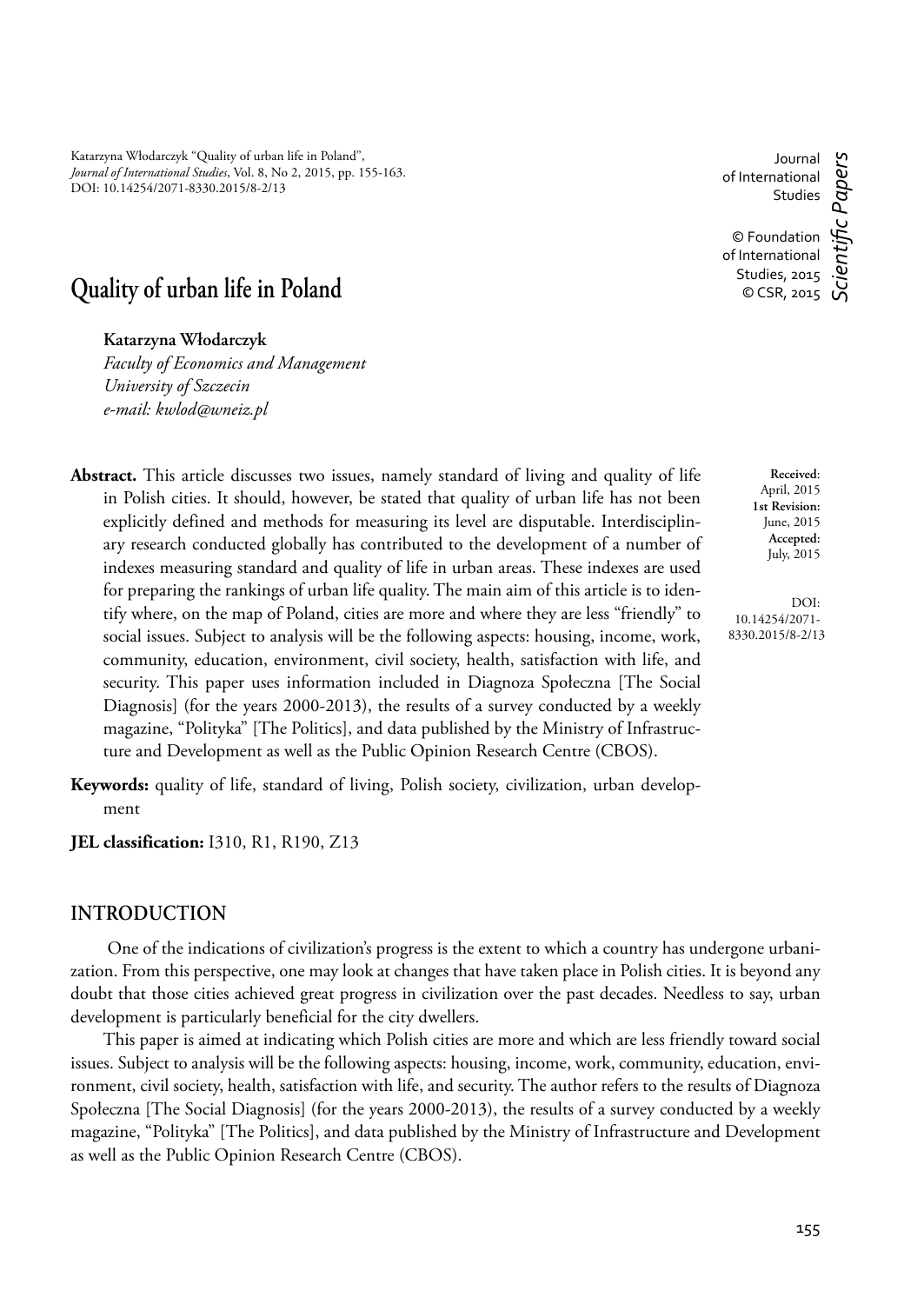Katarzyna Włodarczyk "Quality of urban life in Poland", *Journal of International Studies*, Vol. 8, No 2, 2015, pp. 155-163. DOI: 10.14254/2071-8330.2015/8-2/13

Journal of International Studies

© Foundation of International Studies, 2015
© CSR, 2015

*Scientific Papers*

# Quality of urban life in Poland

**Katarzyna Włodarczyk**
*Faculty of Economics and Management*
*University of Szczecin*
*e-mail: kwlod@wneiz.pl*

**Received**: April, 2015
**1st Revision:** June, 2015
**Accepted:** July, 2015

DOI: 10.14254/2071-8330.2015/8-2/13

**Abstract.** This article discusses two issues, namely standard of living and quality of life in Polish cities. It should, however, be stated that quality of urban life has not been explicitly defined and methods for measuring its level are disputable. Interdisciplinary research conducted globally has contributed to the development of a number of indexes measuring standard and quality of life in urban areas. These indexes are used for preparing the rankings of urban life quality. The main aim of this article is to identify where, on the map of Poland, cities are more and where they are less "friendly" to social issues. Subject to analysis will be the following aspects: housing, income, work, community, education, environment, civil society, health, satisfaction with life, and security. This paper uses information included in Diagnoza Społeczna [The Social Diagnosis] (for the years 2000-2013), the results of a survey conducted by a weekly magazine, "Polityka" [The Politics], and data published by the Ministry of Infrastructure and Development as well as the Public Opinion Research Centre (CBOS).

**Keywords:** quality of life, standard of living, Polish society, civilization, urban development

**JEL classification:** I310, R1, R190, Z13

## INTRODUCTION

One of the indications of civilization's progress is the extent to which a country has undergone urbanization. From this perspective, one may look at changes that have taken place in Polish cities. It is beyond any doubt that those cities achieved great progress in civilization over the past decades. Needless to say, urban development is particularly beneficial for the city dwellers.

This paper is aimed at indicating which Polish cities are more and which are less friendly toward social issues. Subject to analysis will be the following aspects: housing, income, work, community, education, environment, civil society, health, satisfaction with life, and security. The author refers to the results of Diagnoza Społeczna [The Social Diagnosis] (for the years 2000-2013), the results of a survey conducted by a weekly magazine, "Polityka" [The Politics], and data published by the Ministry of Infrastructure and Development as well as the Public Opinion Research Centre (CBOS).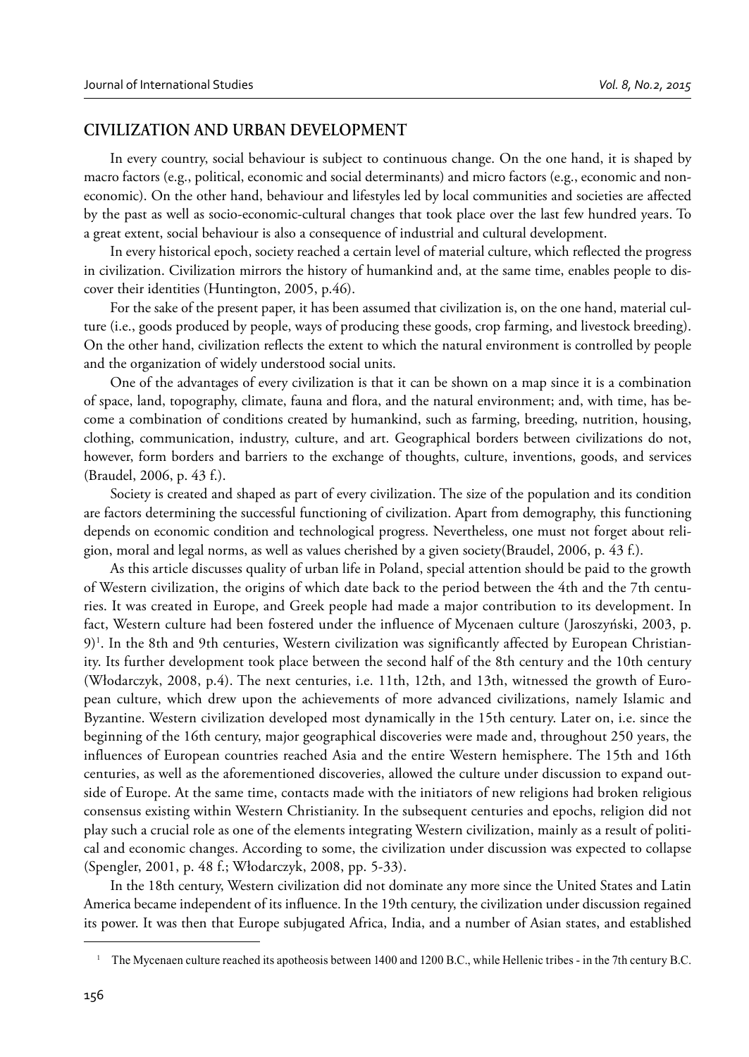## CIVILIZATION AND URBAN DEVELOPMENT

In every country, social behaviour is subject to continuous change. On the one hand, it is shaped by macro factors (e.g., political, economic and social determinants) and micro factors (e.g., economic and non-economic). On the other hand, behaviour and lifestyles led by local communities and societies are affected by the past as well as socio-economic-cultural changes that took place over the last few hundred years. To a great extent, social behaviour is also a consequence of industrial and cultural development.

In every historical epoch, society reached a certain level of material culture, which reflected the progress in civilization. Civilization mirrors the history of humankind and, at the same time, enables people to discover their identities (Huntington, 2005, p.46).

For the sake of the present paper, it has been assumed that civilization is, on the one hand, material culture (i.e., goods produced by people, ways of producing these goods, crop farming, and livestock breeding). On the other hand, civilization reflects the extent to which the natural environment is controlled by people and the organization of widely understood social units.

One of the advantages of every civilization is that it can be shown on a map since it is a combination of space, land, topography, climate, fauna and flora, and the natural environment; and, with time, has become a combination of conditions created by humankind, such as farming, breeding, nutrition, housing, clothing, communication, industry, culture, and art. Geographical borders between civilizations do not, however, form borders and barriers to the exchange of thoughts, culture, inventions, goods, and services (Braudel, 2006, p. 43 f.).

Society is created and shaped as part of every civilization. The size of the population and its condition are factors determining the successful functioning of civilization. Apart from demography, this functioning depends on economic condition and technological progress. Nevertheless, one must not forget about religion, moral and legal norms, as well as values cherished by a given society(Braudel, 2006, p. 43 f.).

As this article discusses quality of urban life in Poland, special attention should be paid to the growth of Western civilization, the origins of which date back to the period between the 4th and the 7th centuries. It was created in Europe, and Greek people had made a major contribution to its development. In fact, Western culture had been fostered under the influence of Mycenaen culture (Jaroszyński, 2003, p. 9)[1]. In the 8th and 9th centuries, Western civilization was significantly affected by European Christianity. Its further development took place between the second half of the 8th century and the 10th century (Włodarczyk, 2008, p.4). The next centuries, i.e. 11th, 12th, and 13th, witnessed the growth of European culture, which drew upon the achievements of more advanced civilizations, namely Islamic and Byzantine. Western civilization developed most dynamically in the 15th century. Later on, i.e. since the beginning of the 16th century, major geographical discoveries were made and, throughout 250 years, the influences of European countries reached Asia and the entire Western hemisphere. The 15th and 16th centuries, as well as the aforementioned discoveries, allowed the culture under discussion to expand outside of Europe. At the same time, contacts made with the initiators of new religions had broken religious consensus existing within Western Christianity. In the subsequent centuries and epochs, religion did not play such a crucial role as one of the elements integrating Western civilization, mainly as a result of political and economic changes. According to some, the civilization under discussion was expected to collapse (Spengler, 2001, p. 48 f.; Włodarczyk, 2008, pp. 5-33).

In the 18th century, Western civilization did not dominate any more since the United States and Latin America became independent of its influence. In the 19th century, the civilization under discussion regained its power. It was then that Europe subjugated Africa, India, and a number of Asian states, and established

[1] The Mycenaen culture reached its apotheosis between 1400 and 1200 B.C., while Hellenic tribes - in the 7th century B.C.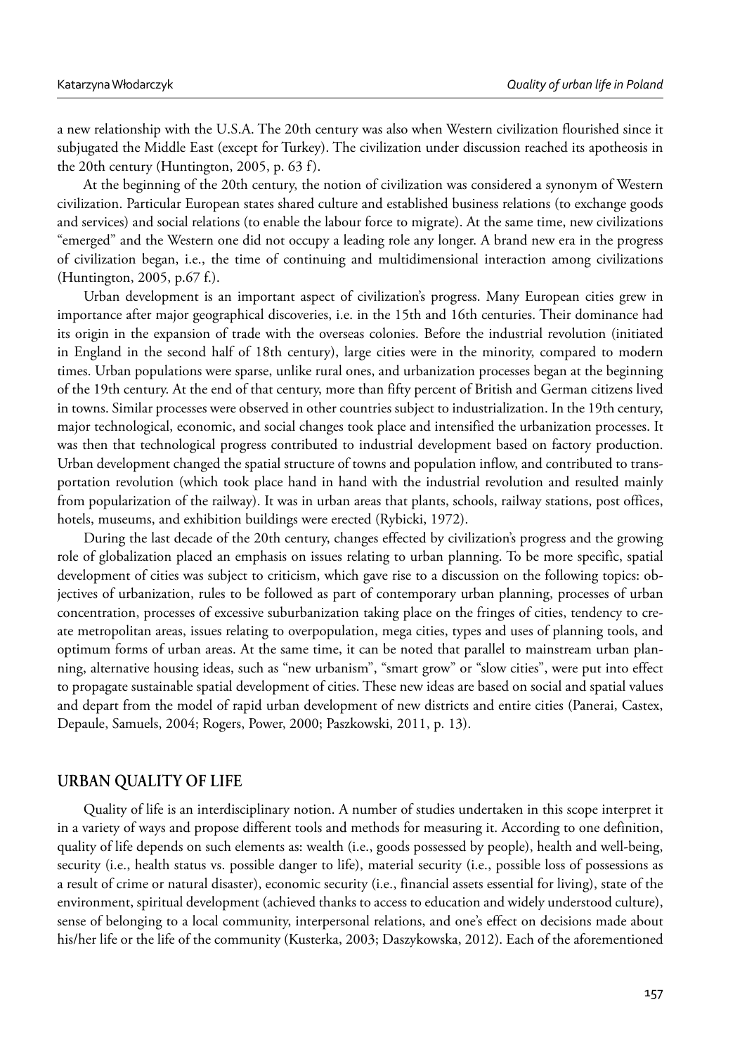a new relationship with the U.S.A. The 20th century was also when Western civilization flourished since it subjugated the Middle East (except for Turkey). The civilization under discussion reached its apotheosis in the 20th century (Huntington, 2005, p. 63 f).

At the beginning of the 20th century, the notion of civilization was considered a synonym of Western civilization. Particular European states shared culture and established business relations (to exchange goods and services) and social relations (to enable the labour force to migrate). At the same time, new civilizations "emerged" and the Western one did not occupy a leading role any longer. A brand new era in the progress of civilization began, i.e., the time of continuing and multidimensional interaction among civilizations (Huntington, 2005, p.67 f.).

Urban development is an important aspect of civilization's progress. Many European cities grew in importance after major geographical discoveries, i.e. in the 15th and 16th centuries. Their dominance had its origin in the expansion of trade with the overseas colonies. Before the industrial revolution (initiated in England in the second half of 18th century), large cities were in the minority, compared to modern times. Urban populations were sparse, unlike rural ones, and urbanization processes began at the beginning of the 19th century. At the end of that century, more than fifty percent of British and German citizens lived in towns. Similar processes were observed in other countries subject to industrialization. In the 19th century, major technological, economic, and social changes took place and intensified the urbanization processes. It was then that technological progress contributed to industrial development based on factory production. Urban development changed the spatial structure of towns and population inflow, and contributed to transportation revolution (which took place hand in hand with the industrial revolution and resulted mainly from popularization of the railway). It was in urban areas that plants, schools, railway stations, post offices, hotels, museums, and exhibition buildings were erected (Rybicki, 1972).

During the last decade of the 20th century, changes effected by civilization's progress and the growing role of globalization placed an emphasis on issues relating to urban planning. To be more specific, spatial development of cities was subject to criticism, which gave rise to a discussion on the following topics: objectives of urbanization, rules to be followed as part of contemporary urban planning, processes of urban concentration, processes of excessive suburbanization taking place on the fringes of cities, tendency to create metropolitan areas, issues relating to overpopulation, mega cities, types and uses of planning tools, and optimum forms of urban areas. At the same time, it can be noted that parallel to mainstream urban planning, alternative housing ideas, such as "new urbanism", "smart grow" or "slow cities", were put into effect to propagate sustainable spatial development of cities. These new ideas are based on social and spatial values and depart from the model of rapid urban development of new districts and entire cities (Panerai, Castex, Depaule, Samuels, 2004; Rogers, Power, 2000; Paszkowski, 2011, p. 13).

## URBAN QUALITY OF LIFE

Quality of life is an interdisciplinary notion. A number of studies undertaken in this scope interpret it in a variety of ways and propose different tools and methods for measuring it. According to one definition, quality of life depends on such elements as: wealth (i.e., goods possessed by people), health and well-being, security (i.e., health status vs. possible danger to life), material security (i.e., possible loss of possessions as a result of crime or natural disaster), economic security (i.e., financial assets essential for living), state of the environment, spiritual development (achieved thanks to access to education and widely understood culture), sense of belonging to a local community, interpersonal relations, and one's effect on decisions made about his/her life or the life of the community (Kusterka, 2003; Daszykowska, 2012). Each of the aforementioned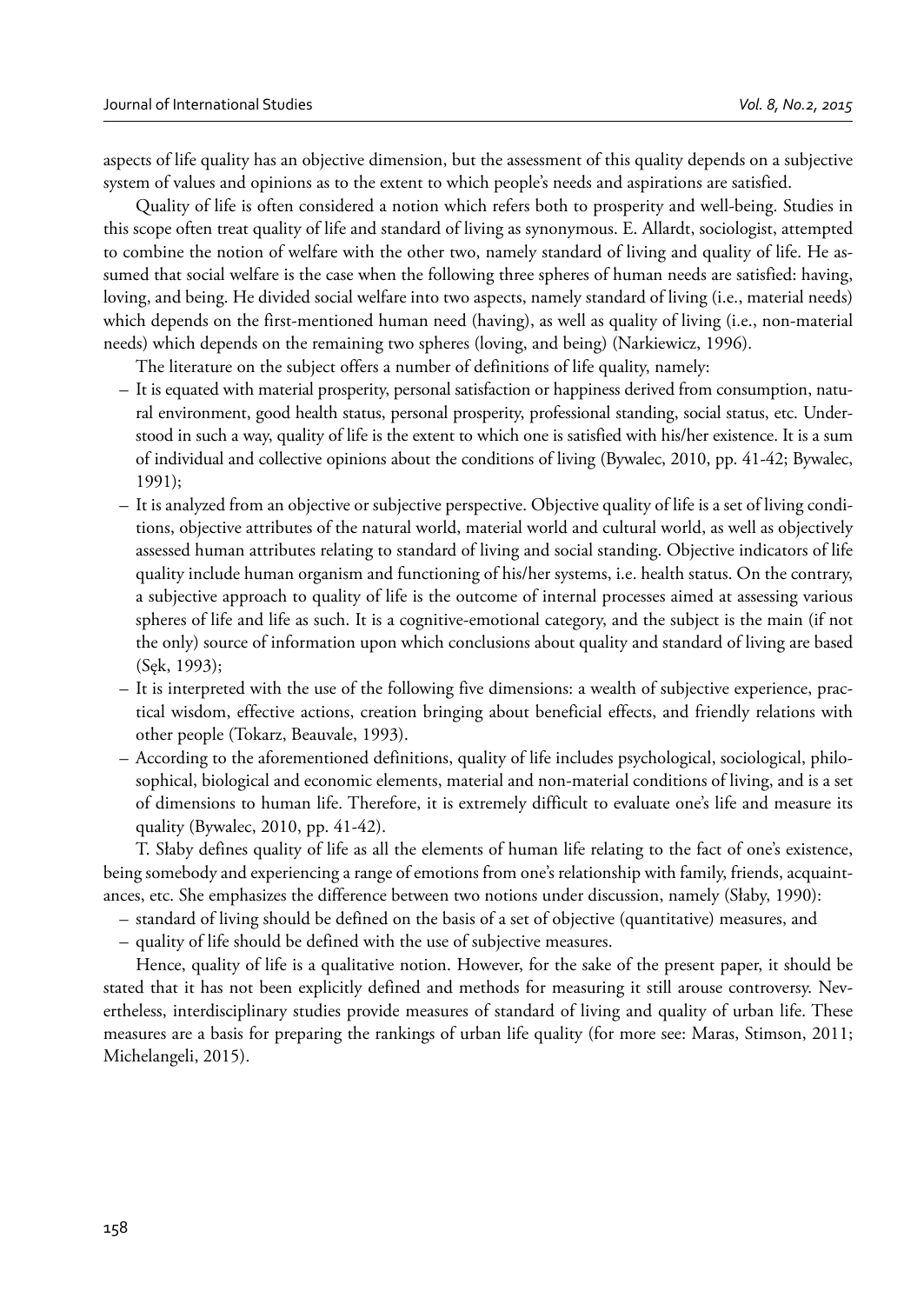aspects of life quality has an objective dimension, but the assessment of this quality depends on a subjective system of values and opinions as to the extent to which people's needs and aspirations are satisfied.

Quality of life is often considered a notion which refers both to prosperity and well-being. Studies in this scope often treat quality of life and standard of living as synonymous. E. Allardt, sociologist, attempted to combine the notion of welfare with the other two, namely standard of living and quality of life. He assumed that social welfare is the case when the following three spheres of human needs are satisfied: having, loving, and being. He divided social welfare into two aspects, namely standard of living (i.e., material needs) which depends on the first-mentioned human need (having), as well as quality of living (i.e., non-material needs) which depends on the remaining two spheres (loving, and being) (Narkiewicz, 1996).

The literature on the subject offers a number of definitions of life quality, namely:

– It is equated with material prosperity, personal satisfaction or happiness derived from consumption, natural environment, good health status, personal prosperity, professional standing, social status, etc. Understood in such a way, quality of life is the extent to which one is satisfied with his/her existence. It is a sum of individual and collective opinions about the conditions of living (Bywalec, 2010, pp. 41-42; Bywalec, 1991);

– It is analyzed from an objective or subjective perspective. Objective quality of life is a set of living conditions, objective attributes of the natural world, material world and cultural world, as well as objectively assessed human attributes relating to standard of living and social standing. Objective indicators of life quality include human organism and functioning of his/her systems, i.e. health status. On the contrary, a subjective approach to quality of life is the outcome of internal processes aimed at assessing various spheres of life and life as such. It is a cognitive-emotional category, and the subject is the main (if not the only) source of information upon which conclusions about quality and standard of living are based (Sęk, 1993);

– It is interpreted with the use of the following five dimensions: a wealth of subjective experience, practical wisdom, effective actions, creation bringing about beneficial effects, and friendly relations with other people (Tokarz, Beauvale, 1993).

– According to the aforementioned definitions, quality of life includes psychological, sociological, philosophical, biological and economic elements, material and non-material conditions of living, and is a set of dimensions to human life. Therefore, it is extremely difficult to evaluate one's life and measure its quality (Bywalec, 2010, pp. 41-42).

T. Słaby defines quality of life as all the elements of human life relating to the fact of one's existence, being somebody and experiencing a range of emotions from one's relationship with family, friends, acquaintances, etc. She emphasizes the difference between two notions under discussion, namely (Słaby, 1990):

– standard of living should be defined on the basis of a set of objective (quantitative) measures, and
– quality of life should be defined with the use of subjective measures.

Hence, quality of life is a qualitative notion. However, for the sake of the present paper, it should be stated that it has not been explicitly defined and methods for measuring it still arouse controversy. Nevertheless, interdisciplinary studies provide measures of standard of living and quality of urban life. These measures are a basis for preparing the rankings of urban life quality (for more see: Maras, Stimson, 2011; Michelangeli, 2015).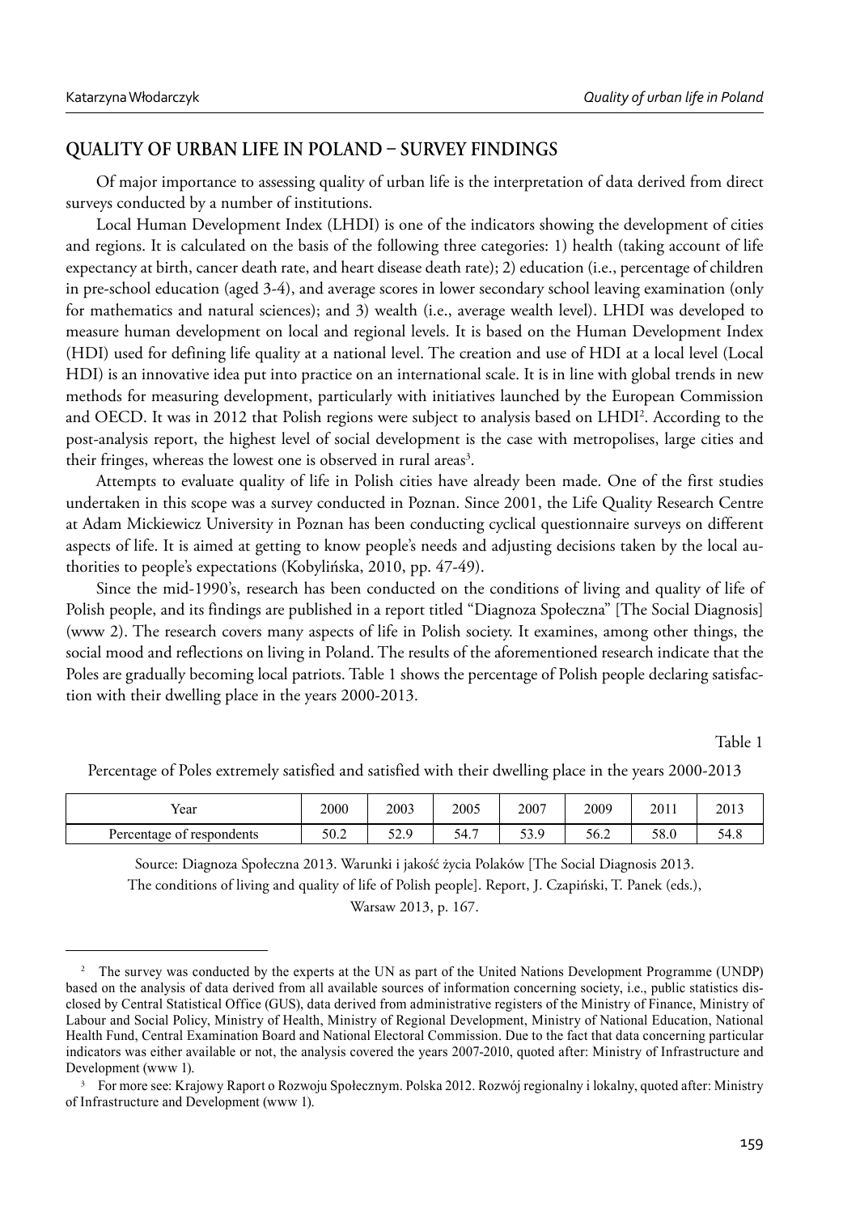## QUALITY OF URBAN LIFE IN POLAND – SURVEY FINDINGS

Of major importance to assessing quality of urban life is the interpretation of data derived from direct surveys conducted by a number of institutions.

Local Human Development Index (LHDI) is one of the indicators showing the development of cities and regions. It is calculated on the basis of the following three categories: 1) health (taking account of life expectancy at birth, cancer death rate, and heart disease death rate); 2) education (i.e., percentage of children in pre-school education (aged 3-4), and average scores in lower secondary school leaving examination (only for mathematics and natural sciences); and 3) wealth (i.e., average wealth level). LHDI was developed to measure human development on local and regional levels. It is based on the Human Development Index (HDI) used for defining life quality at a national level. The creation and use of HDI at a local level (Local HDI) is an innovative idea put into practice on an international scale. It is in line with global trends in new methods for measuring development, particularly with initiatives launched by the European Commission and OECD. It was in 2012 that Polish regions were subject to analysis based on LHDI[2]. According to the post-analysis report, the highest level of social development is the case with metropolises, large cities and their fringes, whereas the lowest one is observed in rural areas[3].

Attempts to evaluate quality of life in Polish cities have already been made. One of the first studies undertaken in this scope was a survey conducted in Poznan. Since 2001, the Life Quality Research Centre at Adam Mickiewicz University in Poznan has been conducting cyclical questionnaire surveys on different aspects of life. It is aimed at getting to know people's needs and adjusting decisions taken by the local authorities to people's expectations (Kobylińska, 2010, pp. 47-49).

Since the mid-1990's, research has been conducted on the conditions of living and quality of life of Polish people, and its findings are published in a report titled "Diagnoza Społeczna" [The Social Diagnosis] (www 2). The research covers many aspects of life in Polish society. It examines, among other things, the social mood and reflections on living in Poland. The results of the aforementioned research indicate that the Poles are gradually becoming local patriots. Table 1 shows the percentage of Polish people declaring satisfaction with their dwelling place in the years 2000-2013.

Table 1

Percentage of Poles extremely satisfied and satisfied with their dwelling place in the years 2000-2013

| Year | 2000 | 2003 | 2005 | 2007 | 2009 | 2011 | 2013 |
|---|---|---|---|---|---|---|---|
| Percentage of respondents | 50.2 | 52.9 | 54.7 | 53.9 | 56.2 | 58.0 | 54.8 |

Source: Diagnoza Społeczna 2013. Warunki i jakość życia Polaków [The Social Diagnosis 2013. The conditions of living and quality of life of Polish people]. Report, J. Czapiński, T. Panek (eds.), Warsaw 2013, p. 167.

---

[2] The survey was conducted by the experts at the UN as part of the United Nations Development Programme (UNDP) based on the analysis of data derived from all available sources of information concerning society, i.e., public statistics disclosed by Central Statistical Office (GUS), data derived from administrative registers of the Ministry of Finance, Ministry of Labour and Social Policy, Ministry of Health, Ministry of Regional Development, Ministry of National Education, National Health Fund, Central Examination Board and National Electoral Commission. Due to the fact that data concerning particular indicators was either available or not, the analysis covered the years 2007-2010, quoted after: Ministry of Infrastructure and Development (www 1).

[3] For more see: Krajowy Raport o Rozwoju Społecznym. Polska 2012. Rozwój regionalny i lokalny, quoted after: Ministry of Infrastructure and Development (www 1).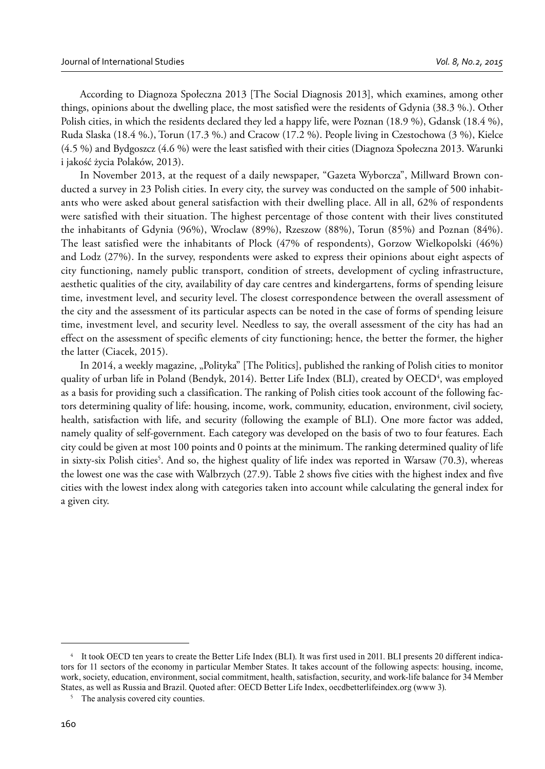According to Diagnoza Społeczna 2013 [The Social Diagnosis 2013], which examines, among other things, opinions about the dwelling place, the most satisfied were the residents of Gdynia (38.3 %.). Other Polish cities, in which the residents declared they led a happy life, were Poznan (18.9 %), Gdansk (18.4 %), Ruda Slaska (18.4 %.), Torun (17.3 %.) and Cracow (17.2 %). People living in Czestochowa (3 %), Kielce (4.5 %) and Bydgoszcz (4.6 %) were the least satisfied with their cities (Diagnoza Społeczna 2013. Warunki i jakość życia Polaków, 2013).

In November 2013, at the request of a daily newspaper, "Gazeta Wyborcza", Millward Brown conducted a survey in 23 Polish cities. In every city, the survey was conducted on the sample of 500 inhabitants who were asked about general satisfaction with their dwelling place. All in all, 62% of respondents were satisfied with their situation. The highest percentage of those content with their lives constituted the inhabitants of Gdynia (96%), Wroclaw (89%), Rzeszow (88%), Torun (85%) and Poznan (84%). The least satisfied were the inhabitants of Plock (47% of respondents), Gorzow Wielkopolski (46%) and Lodz (27%). In the survey, respondents were asked to express their opinions about eight aspects of city functioning, namely public transport, condition of streets, development of cycling infrastructure, aesthetic qualities of the city, availability of day care centres and kindergartens, forms of spending leisure time, investment level, and security level. The closest correspondence between the overall assessment of the city and the assessment of its particular aspects can be noted in the case of forms of spending leisure time, investment level, and security level. Needless to say, the overall assessment of the city has had an effect on the assessment of specific elements of city functioning; hence, the better the former, the higher the latter (Ciacek, 2015).

In 2014, a weekly magazine, „Polityka" [The Politics], published the ranking of Polish cities to monitor quality of urban life in Poland (Bendyk, 2014). Better Life Index (BLI), created by OECD[4], was employed as a basis for providing such a classification. The ranking of Polish cities took account of the following factors determining quality of life: housing, income, work, community, education, environment, civil society, health, satisfaction with life, and security (following the example of BLI). One more factor was added, namely quality of self-government. Each category was developed on the basis of two to four features. Each city could be given at most 100 points and 0 points at the minimum. The ranking determined quality of life in sixty-six Polish cities[5]. And so, the highest quality of life index was reported in Warsaw (70.3), whereas the lowest one was the case with Walbrzych (27.9). Table 2 shows five cities with the highest index and five cities with the lowest index along with categories taken into account while calculating the general index for a given city.

---

[4] It took OECD ten years to create the Better Life Index (BLI). It was first used in 2011. BLI presents 20 different indicators for 11 sectors of the economy in particular Member States. It takes account of the following aspects: housing, income, work, society, education, environment, social commitment, health, satisfaction, security, and work-life balance for 34 Member States, as well as Russia and Brazil. Quoted after: OECD Better Life Index, oecdbetterlifeindex.org (www 3).

[5] The analysis covered city counties.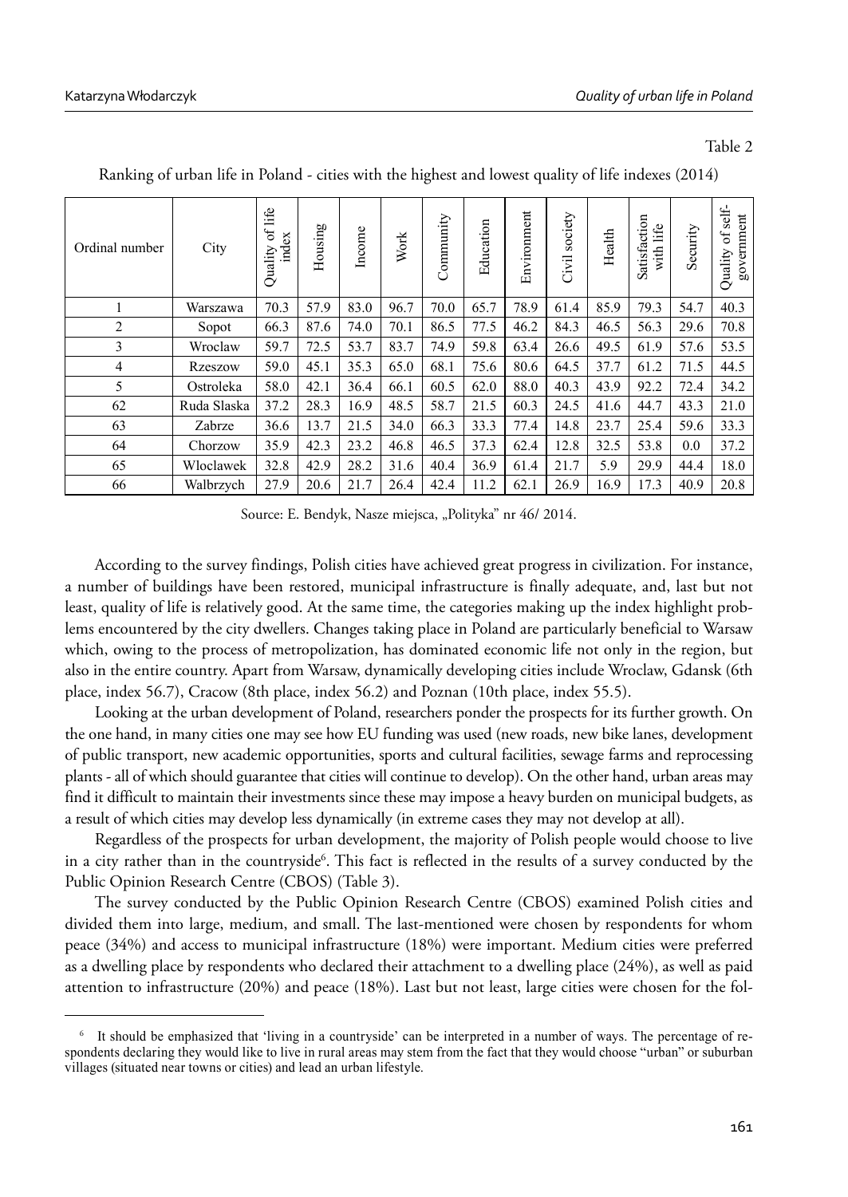Table 2

Ranking of urban life in Poland - cities with the highest and lowest quality of life indexes (2014)

| Ordinal number | City | Quality of life index | Housing | Income | Work | Community | Education | Environment | Civil society | Health | Satisfaction with life | Security | Quality of self-government |
|---|---|---|---|---|---|---|---|---|---|---|---|---|---|
| 1 | Warszawa | 70.3 | 57.9 | 83.0 | 96.7 | 70.0 | 65.7 | 78.9 | 61.4 | 85.9 | 79.3 | 54.7 | 40.3 |
| 2 | Sopot | 66.3 | 87.6 | 74.0 | 70.1 | 86.5 | 77.5 | 46.2 | 84.3 | 46.5 | 56.3 | 29.6 | 70.8 |
| 3 | Wroclaw | 59.7 | 72.5 | 53.7 | 83.7 | 74.9 | 59.8 | 63.4 | 26.6 | 49.5 | 61.9 | 57.6 | 53.5 |
| 4 | Rzeszow | 59.0 | 45.1 | 35.3 | 65.0 | 68.1 | 75.6 | 80.6 | 64.5 | 37.7 | 61.2 | 71.5 | 44.5 |
| 5 | Ostroleka | 58.0 | 42.1 | 36.4 | 66.1 | 60.5 | 62.0 | 88.0 | 40.3 | 43.9 | 92.2 | 72.4 | 34.2 |
| 62 | Ruda Slaska | 37.2 | 28.3 | 16.9 | 48.5 | 58.7 | 21.5 | 60.3 | 24.5 | 41.6 | 44.7 | 43.3 | 21.0 |
| 63 | Zabrze | 36.6 | 13.7 | 21.5 | 34.0 | 66.3 | 33.3 | 77.4 | 14.8 | 23.7 | 25.4 | 59.6 | 33.3 |
| 64 | Chorzow | 35.9 | 42.3 | 23.2 | 46.8 | 46.5 | 37.3 | 62.4 | 12.8 | 32.5 | 53.8 | 0.0 | 37.2 |
| 65 | Wloclawek | 32.8 | 42.9 | 28.2 | 31.6 | 40.4 | 36.9 | 61.4 | 21.7 | 5.9 | 29.9 | 44.4 | 18.0 |
| 66 | Walbrzych | 27.9 | 20.6 | 21.7 | 26.4 | 42.4 | 11.2 | 62.1 | 26.9 | 16.9 | 17.3 | 40.9 | 20.8 |

Source: E. Bendyk, Nasze miejsca, „Polityka" nr 46/ 2014.

According to the survey findings, Polish cities have achieved great progress in civilization. For instance, a number of buildings have been restored, municipal infrastructure is finally adequate, and, last but not least, quality of life is relatively good. At the same time, the categories making up the index highlight problems encountered by the city dwellers. Changes taking place in Poland are particularly beneficial to Warsaw which, owing to the process of metropolization, has dominated economic life not only in the region, but also in the entire country. Apart from Warsaw, dynamically developing cities include Wroclaw, Gdansk (6th place, index 56.7), Cracow (8th place, index 56.2) and Poznan (10th place, index 55.5).

Looking at the urban development of Poland, researchers ponder the prospects for its further growth. On the one hand, in many cities one may see how EU funding was used (new roads, new bike lanes, development of public transport, new academic opportunities, sports and cultural facilities, sewage farms and reprocessing plants - all of which should guarantee that cities will continue to develop). On the other hand, urban areas may find it difficult to maintain their investments since these may impose a heavy burden on municipal budgets, as a result of which cities may develop less dynamically (in extreme cases they may not develop at all).

Regardless of the prospects for urban development, the majority of Polish people would choose to live in a city rather than in the countryside[6]. This fact is reflected in the results of a survey conducted by the Public Opinion Research Centre (CBOS) (Table 3).

The survey conducted by the Public Opinion Research Centre (CBOS) examined Polish cities and divided them into large, medium, and small. The last-mentioned were chosen by respondents for whom peace (34%) and access to municipal infrastructure (18%) were important. Medium cities were preferred as a dwelling place by respondents who declared their attachment to a dwelling place (24%), as well as paid attention to infrastructure (20%) and peace (18%). Last but not least, large cities were chosen for the fol-

[6] It should be emphasized that 'living in a countryside' can be interpreted in a number of ways. The percentage of respondents declaring they would like to live in rural areas may stem from the fact that they would choose "urban" or suburban villages (situated near towns or cities) and lead an urban lifestyle.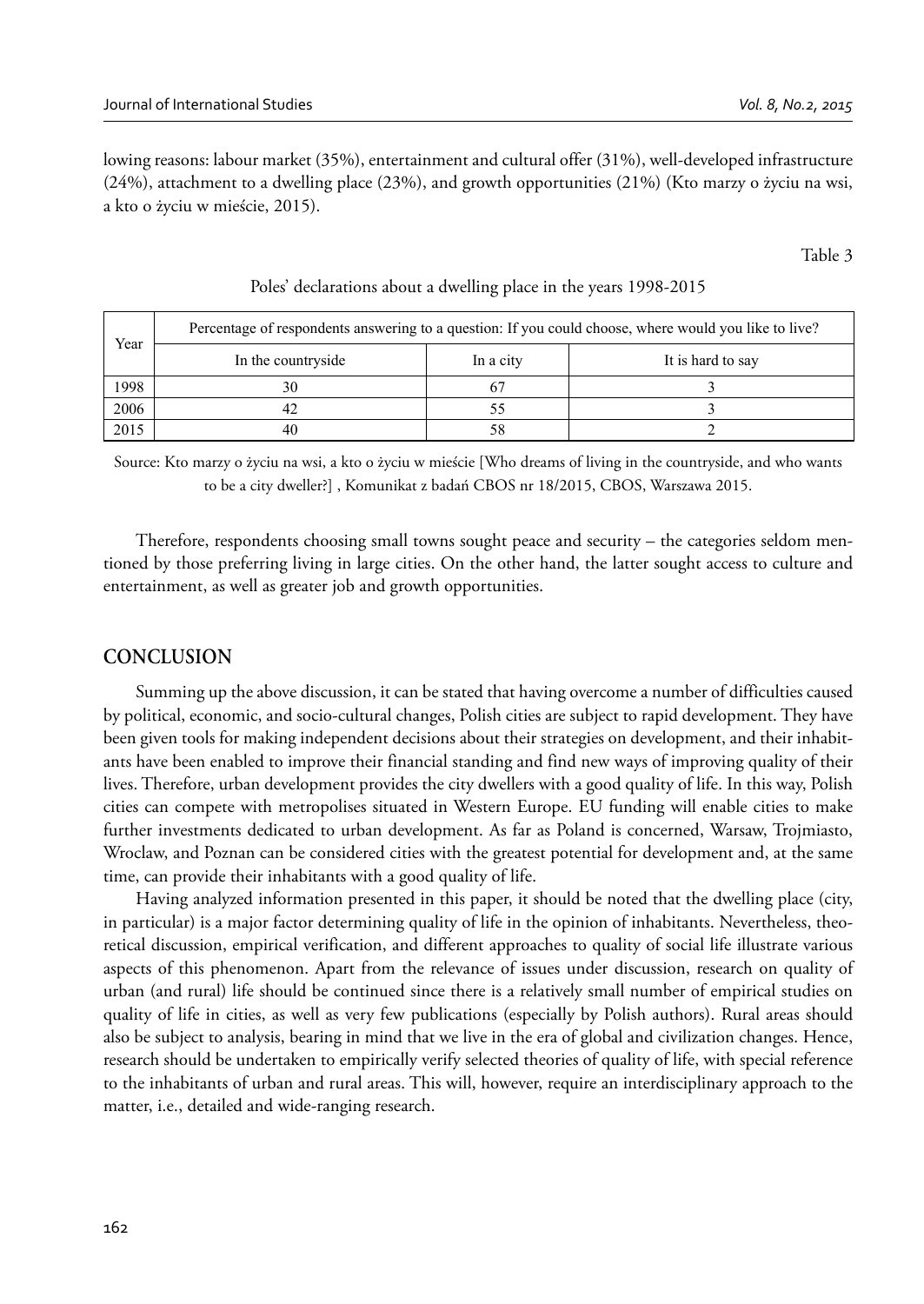lowing reasons: labour market (35%), entertainment and cultural offer (31%), well-developed infrastructure (24%), attachment to a dwelling place (23%), and growth opportunities (21%) (Kto marzy o życiu na wsi, a kto o życiu w mieście, 2015).

Table 3

Poles' declarations about a dwelling place in the years 1998-2015

| Year | Percentage of respondents answering to a question: If you could choose, where would you like to live? | | |
|---|---|---|---|
| | In the countryside | In a city | It is hard to say |
| 1998 | 30 | 67 | 3 |
| 2006 | 42 | 55 | 3 |
| 2015 | 40 | 58 | 2 |

Source: Kto marzy o życiu na wsi, a kto o życiu w mieście [Who dreams of living in the countryside, and who wants to be a city dweller?] , Komunikat z badań CBOS nr 18/2015, CBOS, Warszawa 2015.

Therefore, respondents choosing small towns sought peace and security – the categories seldom mentioned by those preferring living in large cities. On the other hand, the latter sought access to culture and entertainment, as well as greater job and growth opportunities.

## CONCLUSION

Summing up the above discussion, it can be stated that having overcome a number of difficulties caused by political, economic, and socio-cultural changes, Polish cities are subject to rapid development. They have been given tools for making independent decisions about their strategies on development, and their inhabitants have been enabled to improve their financial standing and find new ways of improving quality of their lives. Therefore, urban development provides the city dwellers with a good quality of life. In this way, Polish cities can compete with metropolises situated in Western Europe. EU funding will enable cities to make further investments dedicated to urban development. As far as Poland is concerned, Warsaw, Trojmiasto, Wroclaw, and Poznan can be considered cities with the greatest potential for development and, at the same time, can provide their inhabitants with a good quality of life.

Having analyzed information presented in this paper, it should be noted that the dwelling place (city, in particular) is a major factor determining quality of life in the opinion of inhabitants. Nevertheless, theoretical discussion, empirical verification, and different approaches to quality of social life illustrate various aspects of this phenomenon. Apart from the relevance of issues under discussion, research on quality of urban (and rural) life should be continued since there is a relatively small number of empirical studies on quality of life in cities, as well as very few publications (especially by Polish authors). Rural areas should also be subject to analysis, bearing in mind that we live in the era of global and civilization changes. Hence, research should be undertaken to empirically verify selected theories of quality of life, with special reference to the inhabitants of urban and rural areas. This will, however, require an interdisciplinary approach to the matter, i.e., detailed and wide-ranging research.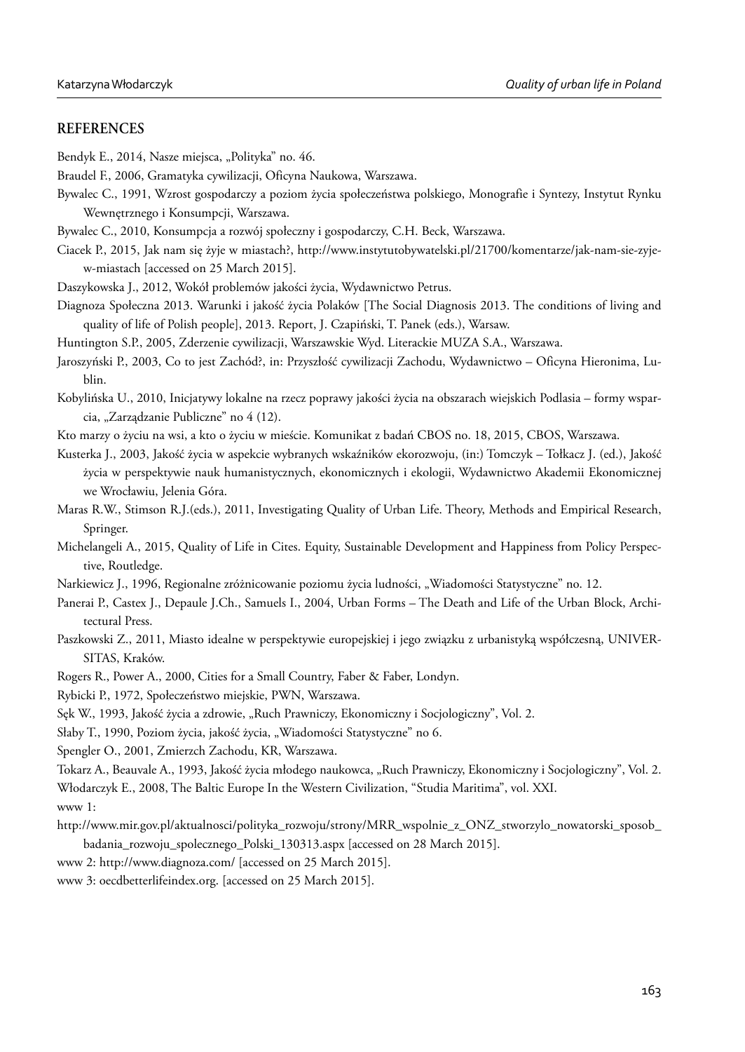## REFERENCES

Bendyk E., 2014, Nasze miejsca, „Polityka" no. 46.

Braudel F., 2006, Gramatyka cywilizacji, Oficyna Naukowa, Warszawa.

Bywalec C., 1991, Wzrost gospodarczy a poziom życia społeczeństwa polskiego, Monografie i Syntezy, Instytut Rynku Wewnętrznego i Konsumpcji, Warszawa.

Bywalec C., 2010, Konsumpcja a rozwój społeczny i gospodarczy, C.H. Beck, Warszawa.

Ciacek P., 2015, Jak nam się żyje w miastach?, http://www.instytutobywatelski.pl/21700/komentarze/jak-nam-sie-zyje-w-miastach [accessed on 25 March 2015].

Daszykowska J., 2012, Wokół problemów jakości życia, Wydawnictwo Petrus.

Diagnoza Społeczna 2013. Warunki i jakość życia Polaków [The Social Diagnosis 2013. The conditions of living and quality of life of Polish people], 2013. Report, J. Czapiński, T. Panek (eds.), Warsaw.

Huntington S.P., 2005, Zderzenie cywilizacji, Warszawskie Wyd. Literackie MUZA S.A., Warszawa.

Jaroszyński P., 2003, Co to jest Zachód?, in: Przyszłość cywilizacji Zachodu, Wydawnictwo – Oficyna Hieronima, Lublin.

Kobylińska U., 2010, Inicjatywy lokalne na rzecz poprawy jakości życia na obszarach wiejskich Podlasia – formy wsparcia, „Zarządzanie Publiczne" no 4 (12).

Kto marzy o życiu na wsi, a kto o życiu w mieście. Komunikat z badań CBOS no. 18, 2015, CBOS, Warszawa.

Kusterka J., 2003, Jakość życia w aspekcie wybranych wskaźników ekorozwoju, (in:) Tomczyk – Tołkacz J. (ed.), Jakość życia w perspektywie nauk humanistycznych, ekonomicznych i ekologii, Wydawnictwo Akademii Ekonomicznej we Wrocławiu, Jelenia Góra.

Maras R.W., Stimson R.J.(eds.), 2011, Investigating Quality of Urban Life. Theory, Methods and Empirical Research, Springer.

Michelangeli A., 2015, Quality of Life in Cites. Equity, Sustainable Development and Happiness from Policy Perspective, Routledge.

Narkiewicz J., 1996, Regionalne zróżnicowanie poziomu życia ludności, „Wiadomości Statystyczne" no. 12.

Panerai P., Castex J., Depaule J.Ch., Samuels I., 2004, Urban Forms – The Death and Life of the Urban Block, Architectural Press.

Paszkowski Z., 2011, Miasto idealne w perspektywie europejskiej i jego związku z urbanistyką współczesną, UNIVERSITAS, Kraków.

Rogers R., Power A., 2000, Cities for a Small Country, Faber & Faber, Londyn.

Rybicki P., 1972, Społeczeństwo miejskie, PWN, Warszawa.

Sęk W., 1993, Jakość życia a zdrowie, „Ruch Prawniczy, Ekonomiczny i Socjologiczny", Vol. 2.

Słaby T., 1990, Poziom życia, jakość życia, „Wiadomości Statystyczne" no 6.

Spengler O., 2001, Zmierzch Zachodu, KR, Warszawa.

Tokarz A., Beauvale A., 1993, Jakość życia młodego naukowca, „Ruch Prawniczy, Ekonomiczny i Socjologiczny", Vol. 2.

Włodarczyk E., 2008, The Baltic Europe In the Western Civilization, "Studia Maritima", vol. XXI.

www 1:

http://www.mir.gov.pl/aktualnosci/polityka_rozwoju/strony/MRR_wspolnie_z_ONZ_stworzylo_nowatorski_sposob_badania_rozwoju_spolecznego_Polski_130313.aspx [accessed on 28 March 2015].

www 2: http://www.diagnoza.com/ [accessed on 25 March 2015].

www 3: oecdbetterlifeindex.org. [accessed on 25 March 2015].